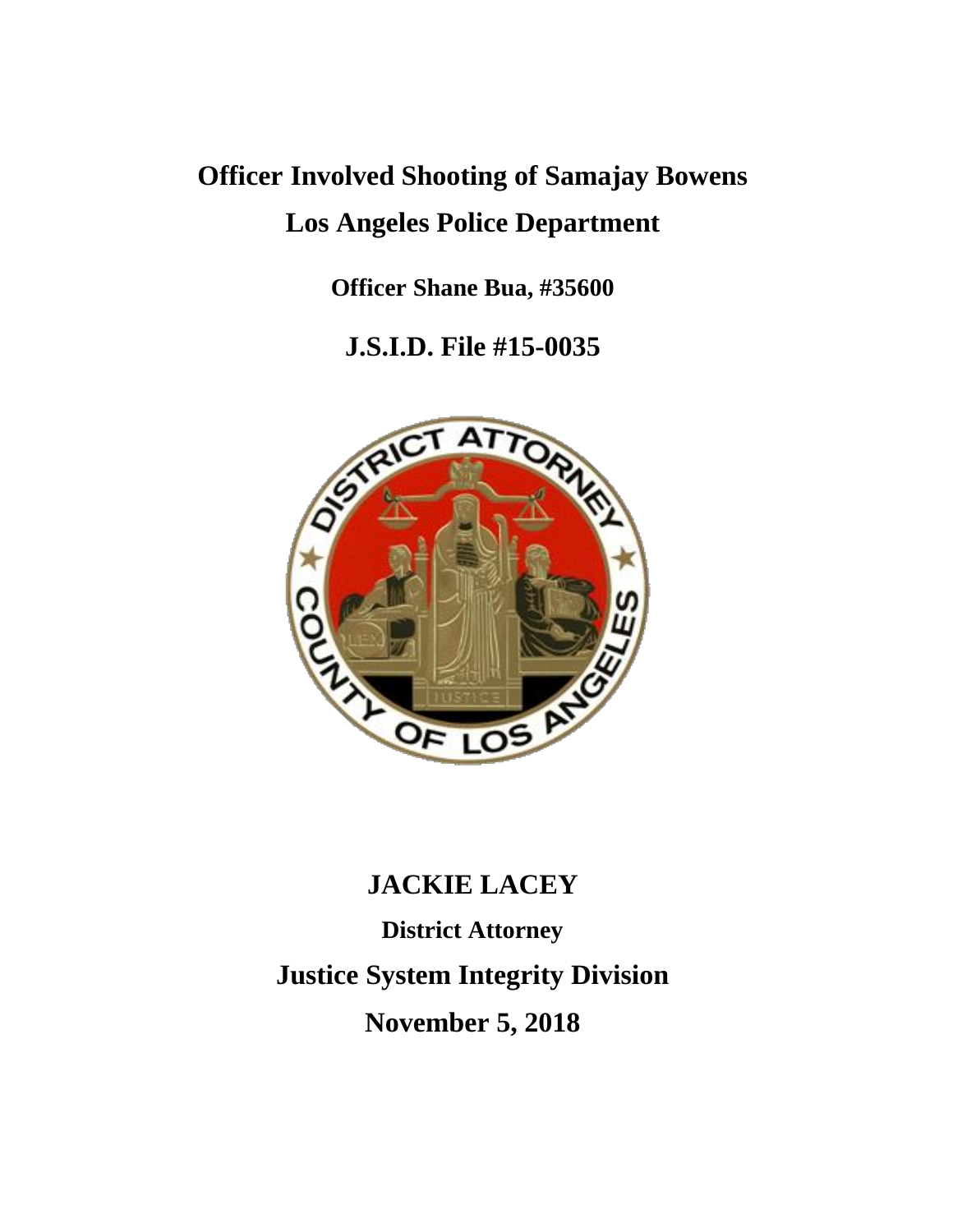# Officer Involved Shooting of Samajay Bowens

## Los Angeles Police Department

**Officer Shane Bua, #35600**

**J.S.I.D. File #15-0035**

**JACKIE LACEY**

**District Attorney**

**Justice System Integrity Division**

**November 5, 2018**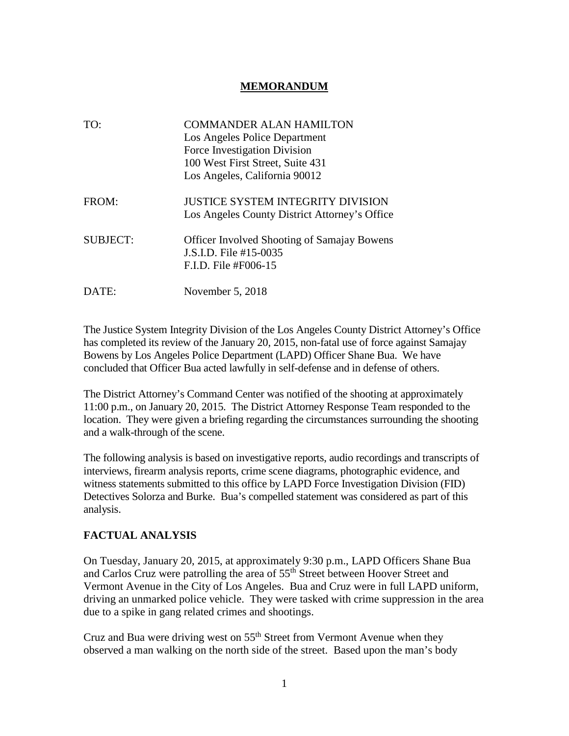# MEMORANDUM

| | |
|---|---|
| TO: | COMMANDER ALAN HAMILTON<br>Los Angeles Police Department<br>Force Investigation Division<br>100 West First Street, Suite 431<br>Los Angeles, California 90012 |
| FROM: | JUSTICE SYSTEM INTEGRITY DIVISION<br>Los Angeles County District Attorney's Office |
| SUBJECT: | Officer Involved Shooting of Samajay Bowens<br>J.S.I.D. File #15-0035<br>F.I.D. File #F006-15 |
| DATE: | November 5, 2018 |

The Justice System Integrity Division of the Los Angeles County District Attorney's Office has completed its review of the January 20, 2015, non-fatal use of force against Samajay Bowens by Los Angeles Police Department (LAPD) Officer Shane Bua. We have concluded that Officer Bua acted lawfully in self-defense and in defense of others.

The District Attorney's Command Center was notified of the shooting at approximately 11:00 p.m., on January 20, 2015. The District Attorney Response Team responded to the location. They were given a briefing regarding the circumstances surrounding the shooting and a walk-through of the scene.

The following analysis is based on investigative reports, audio recordings and transcripts of interviews, firearm analysis reports, crime scene diagrams, photographic evidence, and witness statements submitted to this office by LAPD Force Investigation Division (FID) Detectives Solorza and Burke. Bua's compelled statement was considered as part of this analysis.

## FACTUAL ANALYSIS

On Tuesday, January 20, 2015, at approximately 9:30 p.m., LAPD Officers Shane Bua and Carlos Cruz were patrolling the area of 55th Street between Hoover Street and Vermont Avenue in the City of Los Angeles. Bua and Cruz were in full LAPD uniform, driving an unmarked police vehicle. They were tasked with crime suppression in the area due to a spike in gang related crimes and shootings.

Cruz and Bua were driving west on 55th Street from Vermont Avenue when they observed a man walking on the north side of the street. Based upon the man's body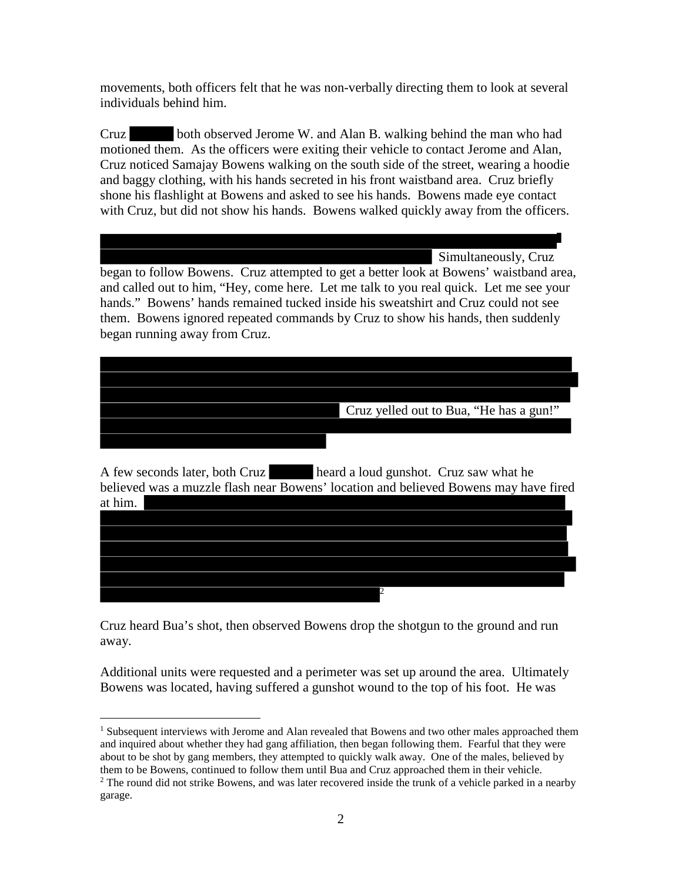movements, both officers felt that he was non-verbally directing them to look at several individuals behind him.

Cruz ██████ both observed Jerome W. and Alan B. walking behind the man who had motioned them. As the officers were exiting their vehicle to contact Jerome and Alan, Cruz noticed Samajay Bowens walking on the south side of the street, wearing a hoodie and baggy clothing, with his hands secreted in his front waistband area. Cruz briefly shone his flashlight at Bowens and asked to see his hands. Bowens made eye contact with Cruz, but did not show his hands. Bowens walked quickly away from the officers.

████████████████████████████████████████ Simultaneously, Cruz began to follow Bowens. Cruz attempted to get a better look at Bowens' waistband area, and called out to him, "Hey, come here. Let me talk to you real quick. Let me see your hands." Bowens' hands remained tucked inside his sweatshirt and Cruz could not see them. Bowens ignored repeated commands by Cruz to show his hands, then suddenly began running away from Cruz.

████████████████████████████████████████ Cruz yelled out to Bua, "He has a gun!" ████████████████████████████████████████

A few seconds later, both Cruz ██████ heard a loud gunshot. Cruz saw what he believed was a muzzle flash near Bowens' location and believed Bowens may have fired at him. ████████████████████████████████████████[2]

Cruz heard Bua's shot, then observed Bowens drop the shotgun to the ground and run away.

Additional units were requested and a perimeter was set up around the area. Ultimately Bowens was located, having suffered a gunshot wound to the top of his foot. He was

---

[1] Subsequent interviews with Jerome and Alan revealed that Bowens and two other males approached them and inquired about whether they had gang affiliation, then began following them. Fearful that they were about to be shot by gang members, they attempted to quickly walk away. One of the males, believed by them to be Bowens, continued to follow them until Bua and Cruz approached them in their vehicle.

[2] The round did not strike Bowens, and was later recovered inside the trunk of a vehicle parked in a nearby garage.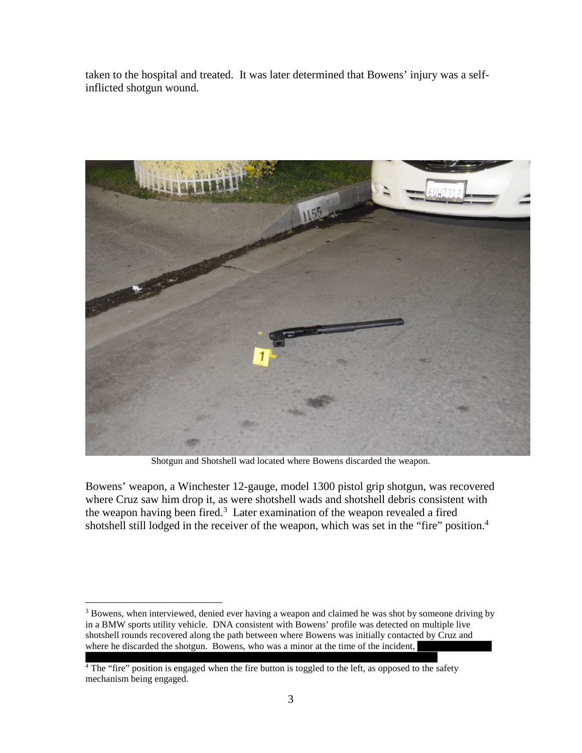taken to the hospital and treated. It was later determined that Bowens' injury was a self-inflicted shotgun wound.

Shotgun and Shotshell wad located where Bowens discarded the weapon.

Bowens' weapon, a Winchester 12-gauge, model 1300 pistol grip shotgun, was recovered where Cruz saw him drop it, as were shotshell wads and shotshell debris consistent with the weapon having been fired.[3] Later examination of the weapon revealed a fired shotshell still lodged in the receiver of the weapon, which was set in the "fire" position.[4]

---

[3] Bowens, when interviewed, denied ever having a weapon and claimed he was shot by someone driving by in a BMW sports utility vehicle. DNA consistent with Bowens' profile was detected on multiple live shotshell rounds recovered along the path between where Bowens was initially contacted by Cruz and where he discarded the shotgun. Bowens, who was a minor at the time of the incident,

[4] The "fire" position is engaged when the fire button is toggled to the left, as opposed to the safety mechanism being engaged.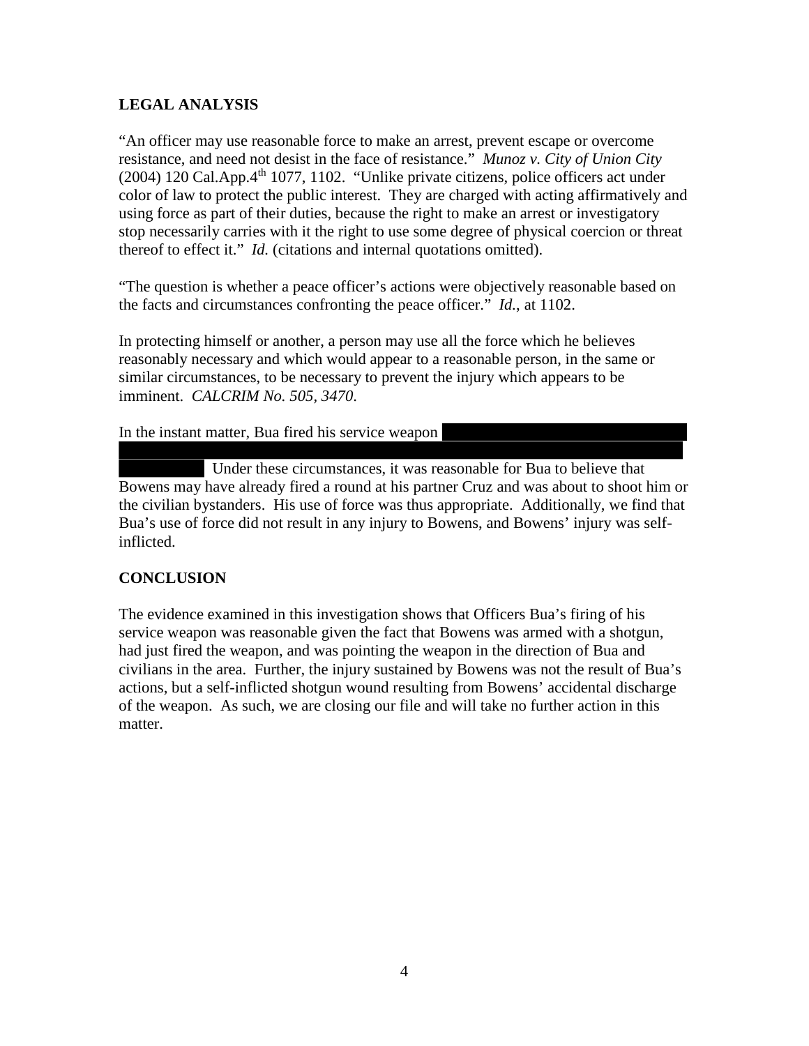## LEGAL ANALYSIS

"An officer may use reasonable force to make an arrest, prevent escape or overcome resistance, and need not desist in the face of resistance." *Munoz v. City of Union City* (2004) 120 Cal.App.4th 1077, 1102. "Unlike private citizens, police officers act under color of law to protect the public interest. They are charged with acting affirmatively and using force as part of their duties, because the right to make an arrest or investigatory stop necessarily carries with it the right to use some degree of physical coercion or threat thereof to effect it." *Id.* (citations and internal quotations omitted).

"The question is whether a peace officer's actions were objectively reasonable based on the facts and circumstances confronting the peace officer." *Id.*, at 1102.

In protecting himself or another, a person may use all the force which he believes reasonably necessary and which would appear to a reasonable person, in the same or similar circumstances, to be necessary to prevent the injury which appears to be imminent. *CALCRIM No. 505, 3470.*

In the instant matter, Bua fired his service weapon [REDACTED] Under these circumstances, it was reasonable for Bua to believe that Bowens may have already fired a round at his partner Cruz and was about to shoot him or the civilian bystanders. His use of force was thus appropriate. Additionally, we find that Bua's use of force did not result in any injury to Bowens, and Bowens' injury was self-inflicted.

## CONCLUSION

The evidence examined in this investigation shows that Officers Bua's firing of his service weapon was reasonable given the fact that Bowens was armed with a shotgun, had just fired the weapon, and was pointing the weapon in the direction of Bua and civilians in the area. Further, the injury sustained by Bowens was not the result of Bua's actions, but a self-inflicted shotgun wound resulting from Bowens' accidental discharge of the weapon. As such, we are closing our file and will take no further action in this matter.